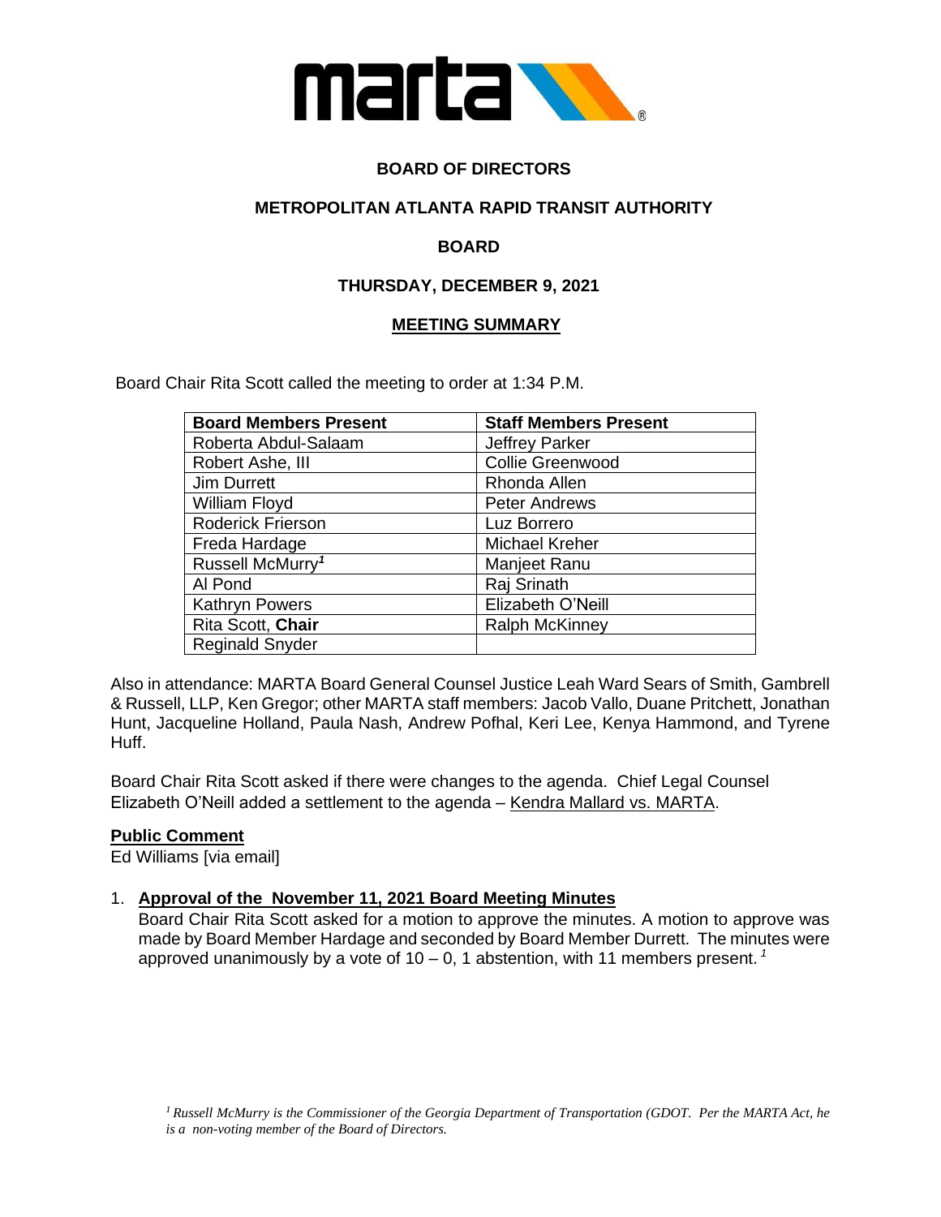**BOARD OF DIRECTORS**

**METROPOLITAN ATLANTA RAPID TRANSIT AUTHORITY**

**BOARD**

**THURSDAY, DECEMBER 9, 2021**

**MEETING SUMMARY**

Board Chair Rita Scott called the meeting to order at 1:34 P.M.

| Board Members Present | Staff Members Present |
|---|---|
| Roberta Abdul-Salaam | Jeffrey Parker |
| Robert Ashe, III | Collie Greenwood |
| Jim Durrett | Rhonda Allen |
| William Floyd | Peter Andrews |
| Roderick Frierson | Luz Borrero |
| Freda Hardage | Michael Kreher |
| Russell McMurry[1] | Manjeet Ranu |
| Al Pond | Raj Srinath |
| Kathryn Powers | Elizabeth O'Neill |
| Rita Scott, **Chair** | Ralph McKinney |
| Reginald Snyder | |

Also in attendance: MARTA Board General Counsel Justice Leah Ward Sears of Smith, Gambrell & Russell, LLP, Ken Gregor; other MARTA staff members: Jacob Vallo, Duane Pritchett, Jonathan Hunt, Jacqueline Holland, Paula Nash, Andrew Pofhal, Keri Lee, Kenya Hammond, and Tyrene Huff.

Board Chair Rita Scott asked if there were changes to the agenda. Chief Legal Counsel Elizabeth O'Neill added a settlement to the agenda – Kendra Mallard vs. MARTA.

**Public Comment**

Ed Williams [via email]

1. **Approval of the November 11, 2021 Board Meeting Minutes**
   Board Chair Rita Scott asked for a motion to approve the minutes. A motion to approve was made by Board Member Hardage and seconded by Board Member Durrett. The minutes were approved unanimously by a vote of 10 – 0, 1 abstention, with 11 members present. [1]

*[1] Russell McMurry is the Commissioner of the Georgia Department of Transportation (GDOT. Per the MARTA Act, he is a non-voting member of the Board of Directors.*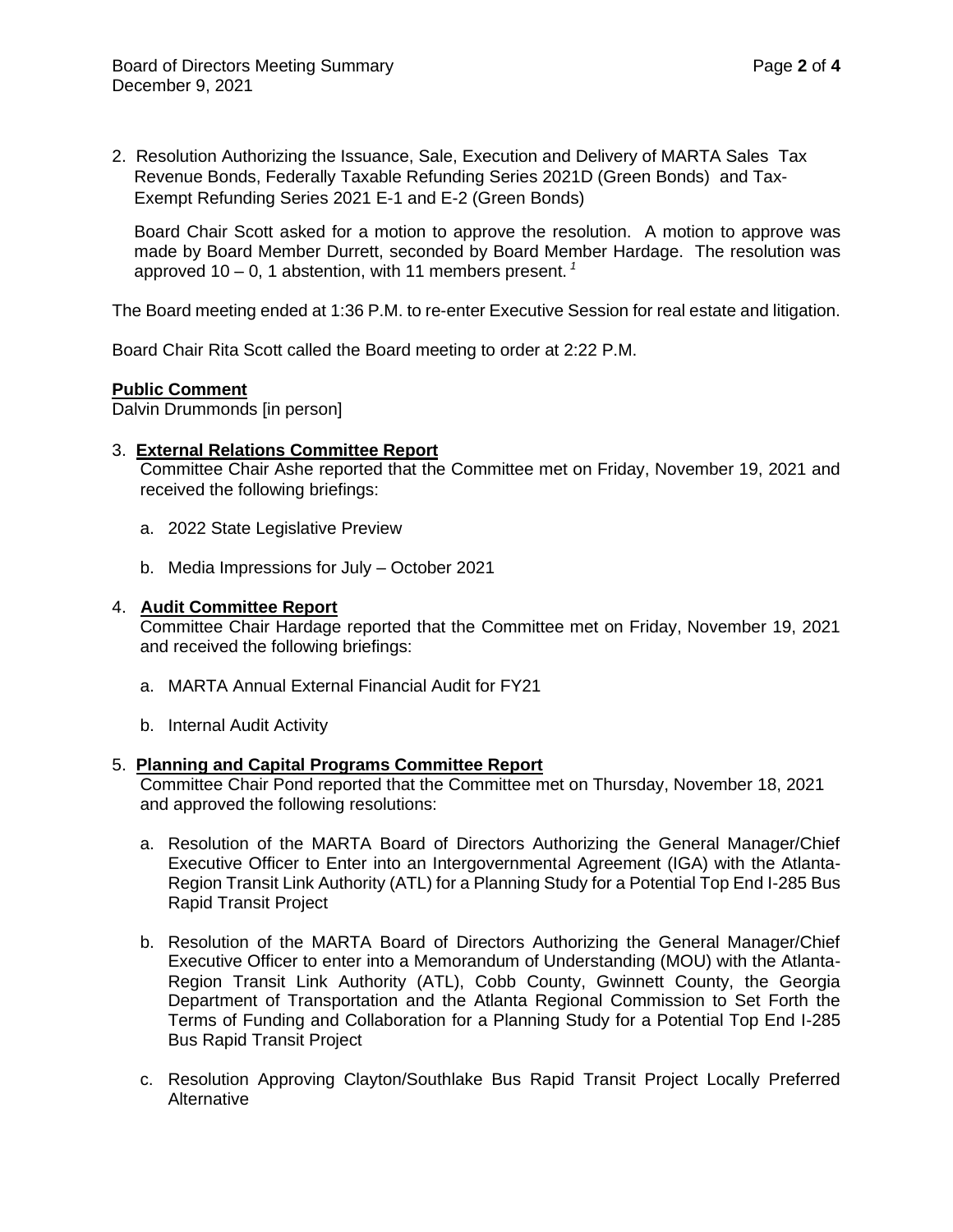2. Resolution Authorizing the Issuance, Sale, Execution and Delivery of MARTA Sales Tax Revenue Bonds, Federally Taxable Refunding Series 2021D (Green Bonds) and Tax-Exempt Refunding Series 2021 E-1 and E-2 (Green Bonds)

   Board Chair Scott asked for a motion to approve the resolution. A motion to approve was made by Board Member Durrett, seconded by Board Member Hardage. The resolution was approved 10 – 0, 1 abstention, with 11 members present. [1]

The Board meeting ended at 1:36 P.M. to re-enter Executive Session for real estate and litigation.

Board Chair Rita Scott called the Board meeting to order at 2:22 P.M.

**Public Comment**

Dalvin Drummonds [in person]

3. **External Relations Committee Report**

   Committee Chair Ashe reported that the Committee met on Friday, November 19, 2021 and received the following briefings:

   a. 2022 State Legislative Preview

   b. Media Impressions for July – October 2021

4. **Audit Committee Report**

   Committee Chair Hardage reported that the Committee met on Friday, November 19, 2021 and received the following briefings:

   a. MARTA Annual External Financial Audit for FY21

   b. Internal Audit Activity

5. **Planning and Capital Programs Committee Report**

   Committee Chair Pond reported that the Committee met on Thursday, November 18, 2021 and approved the following resolutions:

   a. Resolution of the MARTA Board of Directors Authorizing the General Manager/Chief Executive Officer to Enter into an Intergovernmental Agreement (IGA) with the Atlanta-Region Transit Link Authority (ATL) for a Planning Study for a Potential Top End I-285 Bus Rapid Transit Project

   b. Resolution of the MARTA Board of Directors Authorizing the General Manager/Chief Executive Officer to enter into a Memorandum of Understanding (MOU) with the Atlanta-Region Transit Link Authority (ATL), Cobb County, Gwinnett County, the Georgia Department of Transportation and the Atlanta Regional Commission to Set Forth the Terms of Funding and Collaboration for a Planning Study for a Potential Top End I-285 Bus Rapid Transit Project

   c. Resolution Approving Clayton/Southlake Bus Rapid Transit Project Locally Preferred Alternative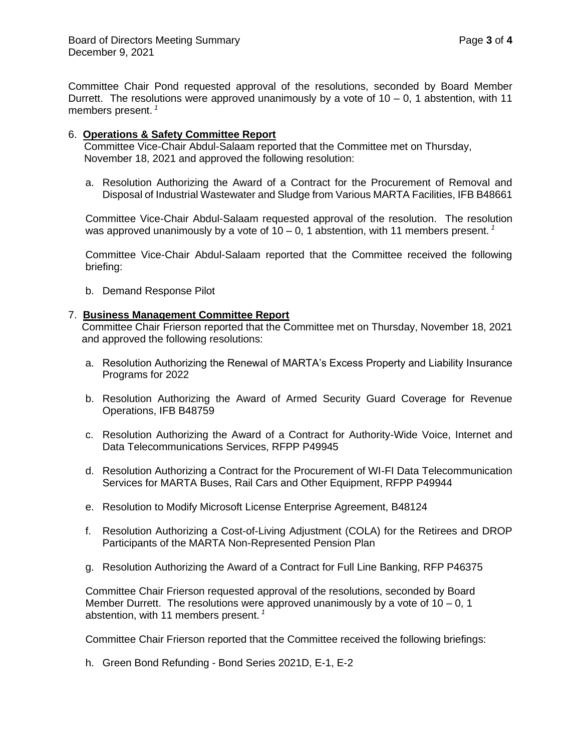Committee Chair Pond requested approval of the resolutions, seconded by Board Member Durrett. The resolutions were approved unanimously by a vote of 10 – 0, 1 abstention, with 11 members present. [1]

6. **Operations & Safety Committee Report**

   Committee Vice-Chair Abdul-Salaam reported that the Committee met on Thursday, November 18, 2021 and approved the following resolution:

   a. Resolution Authorizing the Award of a Contract for the Procurement of Removal and Disposal of Industrial Wastewater and Sludge from Various MARTA Facilities, IFB B48661

   Committee Vice-Chair Abdul-Salaam requested approval of the resolution. The resolution was approved unanimously by a vote of 10 – 0, 1 abstention, with 11 members present. [1]

   Committee Vice-Chair Abdul-Salaam reported that the Committee received the following briefing:

   b. Demand Response Pilot

7. **Business Management Committee Report**

   Committee Chair Frierson reported that the Committee met on Thursday, November 18, 2021 and approved the following resolutions:

   a. Resolution Authorizing the Renewal of MARTA's Excess Property and Liability Insurance Programs for 2022

   b. Resolution Authorizing the Award of Armed Security Guard Coverage for Revenue Operations, IFB B48759

   c. Resolution Authorizing the Award of a Contract for Authority-Wide Voice, Internet and Data Telecommunications Services, RFPP P49945

   d. Resolution Authorizing a Contract for the Procurement of WI-FI Data Telecommunication Services for MARTA Buses, Rail Cars and Other Equipment, RFPP P49944

   e. Resolution to Modify Microsoft License Enterprise Agreement, B48124

   f. Resolution Authorizing a Cost-of-Living Adjustment (COLA) for the Retirees and DROP Participants of the MARTA Non-Represented Pension Plan

   g. Resolution Authorizing the Award of a Contract for Full Line Banking, RFP P46375

   Committee Chair Frierson requested approval of the resolutions, seconded by Board Member Durrett. The resolutions were approved unanimously by a vote of 10 – 0, 1 abstention, with 11 members present. [1]

   Committee Chair Frierson reported that the Committee received the following briefings:

   h. Green Bond Refunding - Bond Series 2021D, E-1, E-2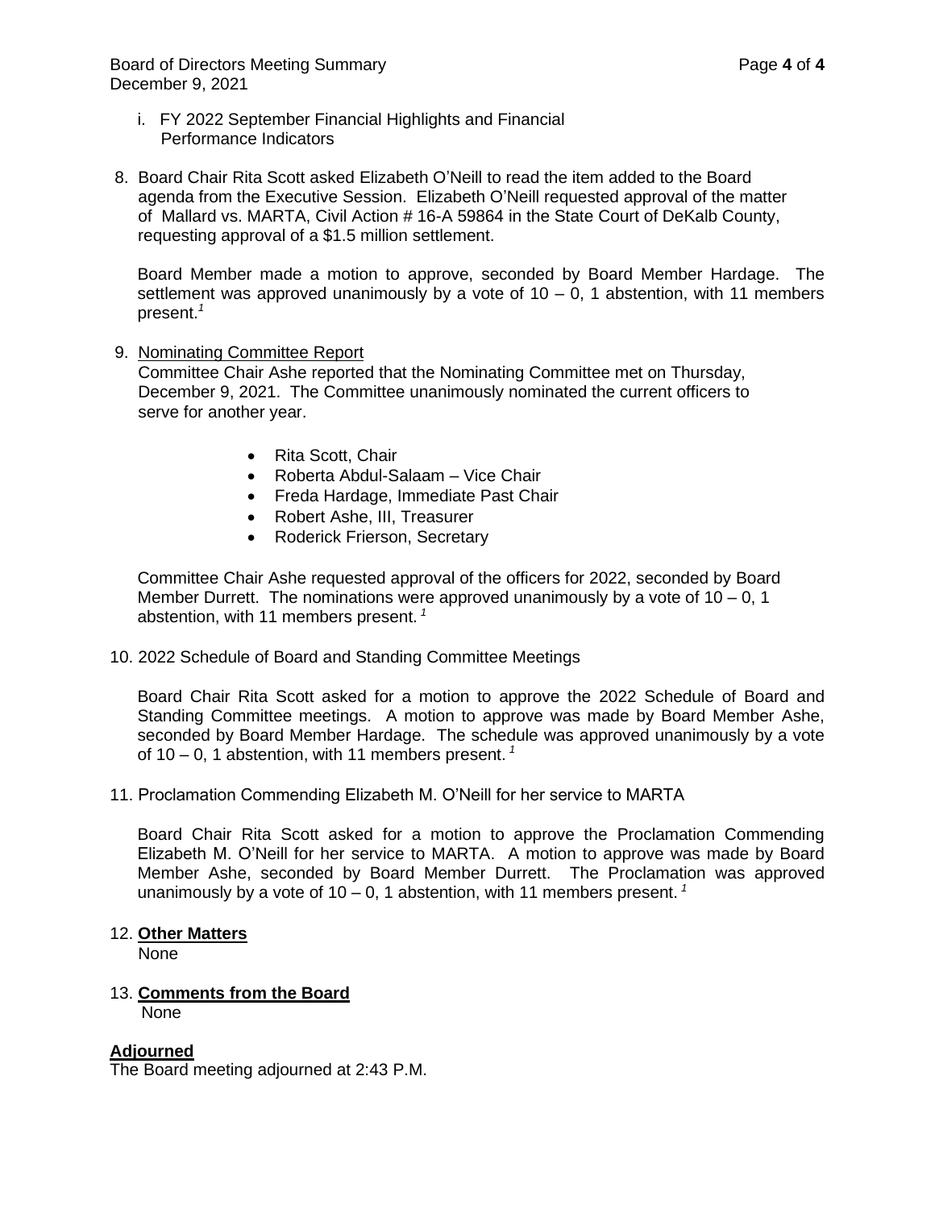i. FY 2022 September Financial Highlights and Financial Performance Indicators

8. Board Chair Rita Scott asked Elizabeth O'Neill to read the item added to the Board agenda from the Executive Session. Elizabeth O'Neill requested approval of the matter of Mallard vs. MARTA, Civil Action # 16-A 59864 in the State Court of DeKalb County, requesting approval of a $1.5 million settlement.

   Board Member made a motion to approve, seconded by Board Member Hardage. The settlement was approved unanimously by a vote of 10 – 0, 1 abstention, with 11 members present.[1]

9. <u>Nominating Committee Report</u>
   Committee Chair Ashe reported that the Nominating Committee met on Thursday, December 9, 2021. The Committee unanimously nominated the current officers to serve for another year.

   - Rita Scott, Chair
   - Roberta Abdul-Salaam – Vice Chair
   - Freda Hardage, Immediate Past Chair
   - Robert Ashe, III, Treasurer
   - Roderick Frierson, Secretary

   Committee Chair Ashe requested approval of the officers for 2022, seconded by Board Member Durrett. The nominations were approved unanimously by a vote of 10 – 0, 1 abstention, with 11 members present.[1]

10. 2022 Schedule of Board and Standing Committee Meetings

    Board Chair Rita Scott asked for a motion to approve the 2022 Schedule of Board and Standing Committee meetings. A motion to approve was made by Board Member Ashe, seconded by Board Member Hardage. The schedule was approved unanimously by a vote of 10 – 0, 1 abstention, with 11 members present.[1]

11. Proclamation Commending Elizabeth M. O'Neill for her service to MARTA

    Board Chair Rita Scott asked for a motion to approve the Proclamation Commending Elizabeth M. O'Neill for her service to MARTA. A motion to approve was made by Board Member Ashe, seconded by Board Member Durrett. The Proclamation was approved unanimously by a vote of 10 – 0, 1 abstention, with 11 members present.[1]

12. **<u>Other Matters</u>**
    None

13. **<u>Comments from the Board</u>**
    None

**<u>Adjourned</u>**

The Board meeting adjourned at 2:43 P.M.